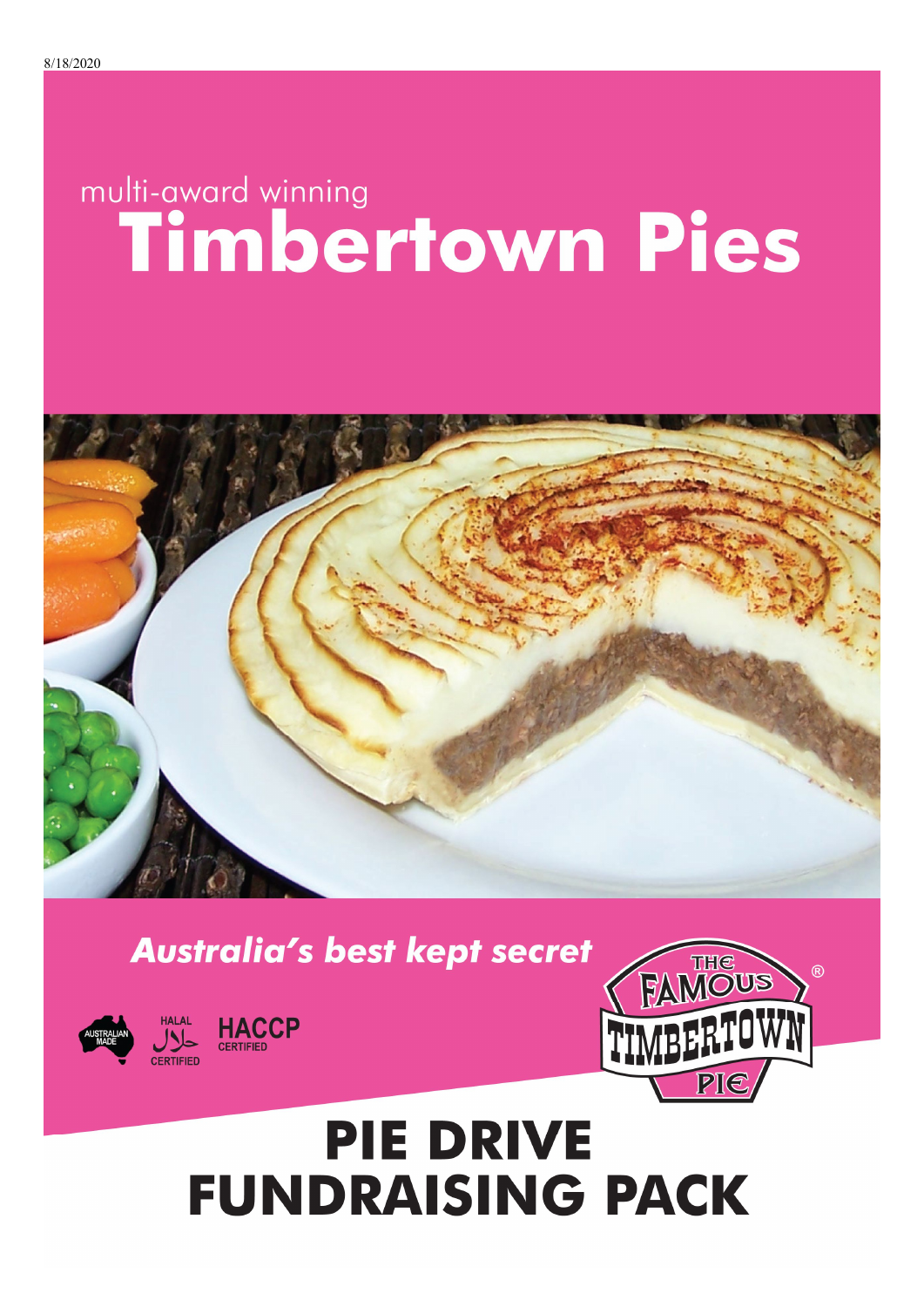multi-award winning

# Timbertown Pies

*Australia's best kept secret*

AUSTRALIAN MADE

HALAL حلال CERTIFIED

HACCP CERTIFIED

THE FAMOUS TIMBERTOWN PIE ®

# PIE DRIVE FUNDRAISING PACK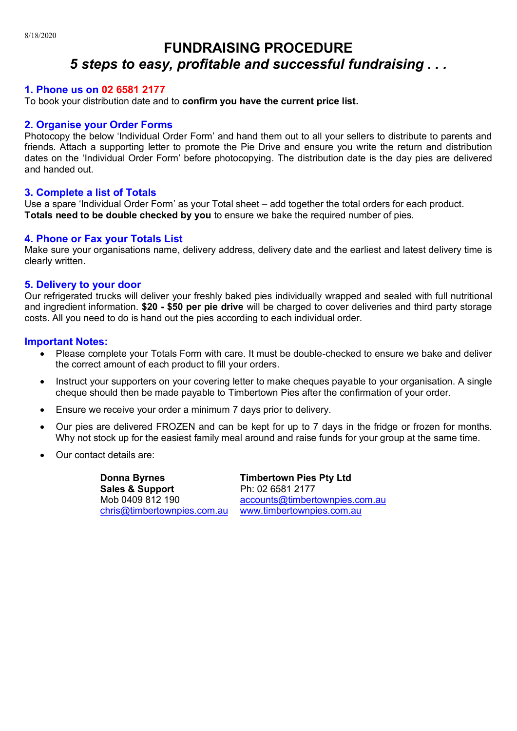8/18/2020

# FUNDRAISING PROCEDURE

## *5 steps to easy, profitable and successful fundraising . . .*

### 1. Phone us on 02 6581 2177

To book your distribution date and to **confirm you have the current price list.**

### 2. Organise your Order Forms

Photocopy the below 'Individual Order Form' and hand them out to all your sellers to distribute to parents and friends. Attach a supporting letter to promote the Pie Drive and ensure you write the return and distribution dates on the 'Individual Order Form' before photocopying. The distribution date is the day pies are delivered and handed out.

### 3. Complete a list of Totals

Use a spare 'Individual Order Form' as your Total sheet – add together the total orders for each product. **Totals need to be double checked by you** to ensure we bake the required number of pies.

### 4. Phone or Fax your Totals List

Make sure your organisations name, delivery address, delivery date and the earliest and latest delivery time is clearly written.

### 5. Delivery to your door

Our refrigerated trucks will deliver your freshly baked pies individually wrapped and sealed with full nutritional and ingredient information. **$20 - $50 per pie drive** will be charged to cover deliveries and third party storage costs. All you need to do is hand out the pies according to each individual order.

### Important Notes:

- Please complete your Totals Form with care. It must be double-checked to ensure we bake and deliver the correct amount of each product to fill your orders.
- Instruct your supporters on your covering letter to make cheques payable to your organisation. A single cheque should then be made payable to Timbertown Pies after the confirmation of your order.
- Ensure we receive your order a minimum 7 days prior to delivery.
- Our pies are delivered FROZEN and can be kept for up to 7 days in the fridge or frozen for months. Why not stock up for the easiest family meal around and raise funds for your group at the same time.
- Our contact details are:

**Donna Byrnes**
**Sales & Support**
Mob 0409 812 190
chris@timbertownpies.com.au

**Timbertown Pies Pty Ltd**
Ph: 02 6581 2177
accounts@timbertownpies.com.au
www.timbertownpies.com.au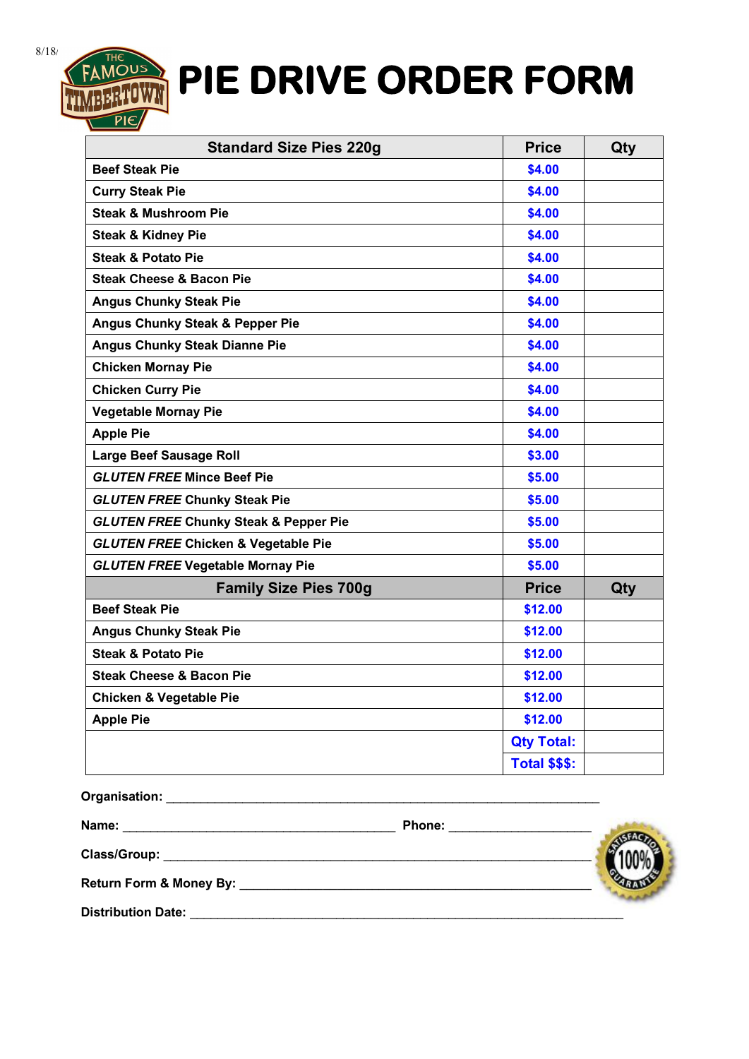8/18/

# PIE DRIVE ORDER FORM

| Standard Size Pies 220g | Price | Qty |
|---|---|---|
| **Beef Steak Pie** | **$4.00** | |
| **Curry Steak Pie** | **$4.00** | |
| **Steak & Mushroom Pie** | **$4.00** | |
| **Steak & Kidney Pie** | **$4.00** | |
| **Steak & Potato Pie** | **$4.00** | |
| **Steak Cheese & Bacon Pie** | **$4.00** | |
| **Angus Chunky Steak Pie** | **$4.00** | |
| **Angus Chunky Steak & Pepper Pie** | **$4.00** | |
| **Angus Chunky Steak Dianne Pie** | **$4.00** | |
| **Chicken Mornay Pie** | **$4.00** | |
| **Chicken Curry Pie** | **$4.00** | |
| **Vegetable Mornay Pie** | **$4.00** | |
| **Apple Pie** | **$4.00** | |
| **Large Beef Sausage Roll** | **$3.00** | |
| ***GLUTEN FREE* Mince Beef Pie** | **$5.00** | |
| ***GLUTEN FREE* Chunky Steak Pie** | **$5.00** | |
| ***GLUTEN FREE* Chunky Steak & Pepper Pie** | **$5.00** | |
| ***GLUTEN FREE* Chicken & Vegetable Pie** | **$5.00** | |
| ***GLUTEN FREE* Vegetable Mornay Pie** | **$5.00** | |
| **Family Size Pies 700g** | **Price** | **Qty** |
| **Beef Steak Pie** | **$12.00** | |
| **Angus Chunky Steak Pie** | **$12.00** | |
| **Steak & Potato Pie** | **$12.00** | |
| **Steak Cheese & Bacon Pie** | **$12.00** | |
| **Chicken & Vegetable Pie** | **$12.00** | |
| **Apple Pie** | **$12.00** | |
| | **Qty Total:** | |
| | **Total $$$:** | |

**Organisation:** ____________________________________________

**Name:** ______________________________ **Phone:** ____________________

**Class/Group:** ____________________________________________

**Return Form & Money By:** ____________________________________

**Distribution Date:** ____________________________________________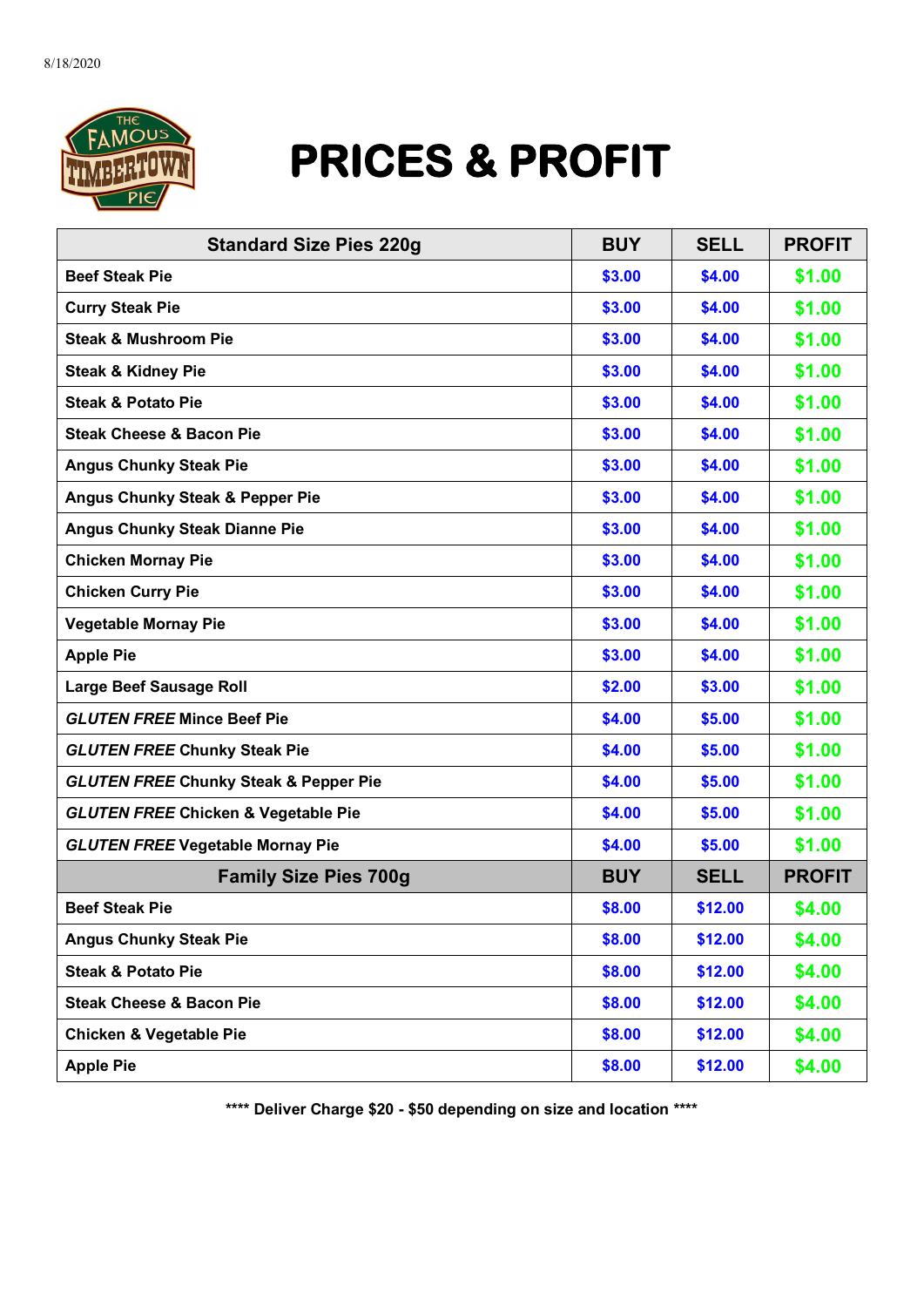8/18/2020

# PRICES & PROFIT

| Standard Size Pies 220g | BUY | SELL | PROFIT |
|---|---|---|---|
| **Beef Steak Pie** | $3.00 | $4.00 | $1.00 |
| **Curry Steak Pie** | $3.00 | $4.00 | $1.00 |
| **Steak & Mushroom Pie** | $3.00 | $4.00 | $1.00 |
| **Steak & Kidney Pie** | $3.00 | $4.00 | $1.00 |
| **Steak & Potato Pie** | $3.00 | $4.00 | $1.00 |
| **Steak Cheese & Bacon Pie** | $3.00 | $4.00 | $1.00 |
| **Angus Chunky Steak Pie** | $3.00 | $4.00 | $1.00 |
| **Angus Chunky Steak & Pepper Pie** | $3.00 | $4.00 | $1.00 |
| **Angus Chunky Steak Dianne Pie** | $3.00 | $4.00 | $1.00 |
| **Chicken Mornay Pie** | $3.00 | $4.00 | $1.00 |
| **Chicken Curry Pie** | $3.00 | $4.00 | $1.00 |
| **Vegetable Mornay Pie** | $3.00 | $4.00 | $1.00 |
| **Apple Pie** | $3.00 | $4.00 | $1.00 |
| **Large Beef Sausage Roll** | $2.00 | $3.00 | $1.00 |
| ***GLUTEN FREE* Mince Beef Pie** | $4.00 | $5.00 | $1.00 |
| ***GLUTEN FREE* Chunky Steak Pie** | $4.00 | $5.00 | $1.00 |
| ***GLUTEN FREE* Chunky Steak & Pepper Pie** | $4.00 | $5.00 | $1.00 |
| ***GLUTEN FREE* Chicken & Vegetable Pie** | $4.00 | $5.00 | $1.00 |
| ***GLUTEN FREE* Vegetable Mornay Pie** | $4.00 | $5.00 | $1.00 |
| **Family Size Pies 700g** | **BUY** | **SELL** | **PROFIT** |
| **Beef Steak Pie** | $8.00 | $12.00 | $4.00 |
| **Angus Chunky Steak Pie** | $8.00 | $12.00 | $4.00 |
| **Steak & Potato Pie** | $8.00 | $12.00 | $4.00 |
| **Steak Cheese & Bacon Pie** | $8.00 | $12.00 | $4.00 |
| **Chicken & Vegetable Pie** | $8.00 | $12.00 | $4.00 |
| **Apple Pie** | $8.00 | $12.00 | $4.00 |

**\*\*\*\* Deliver Charge $20 - $50 depending on size and location \*\*\*\***